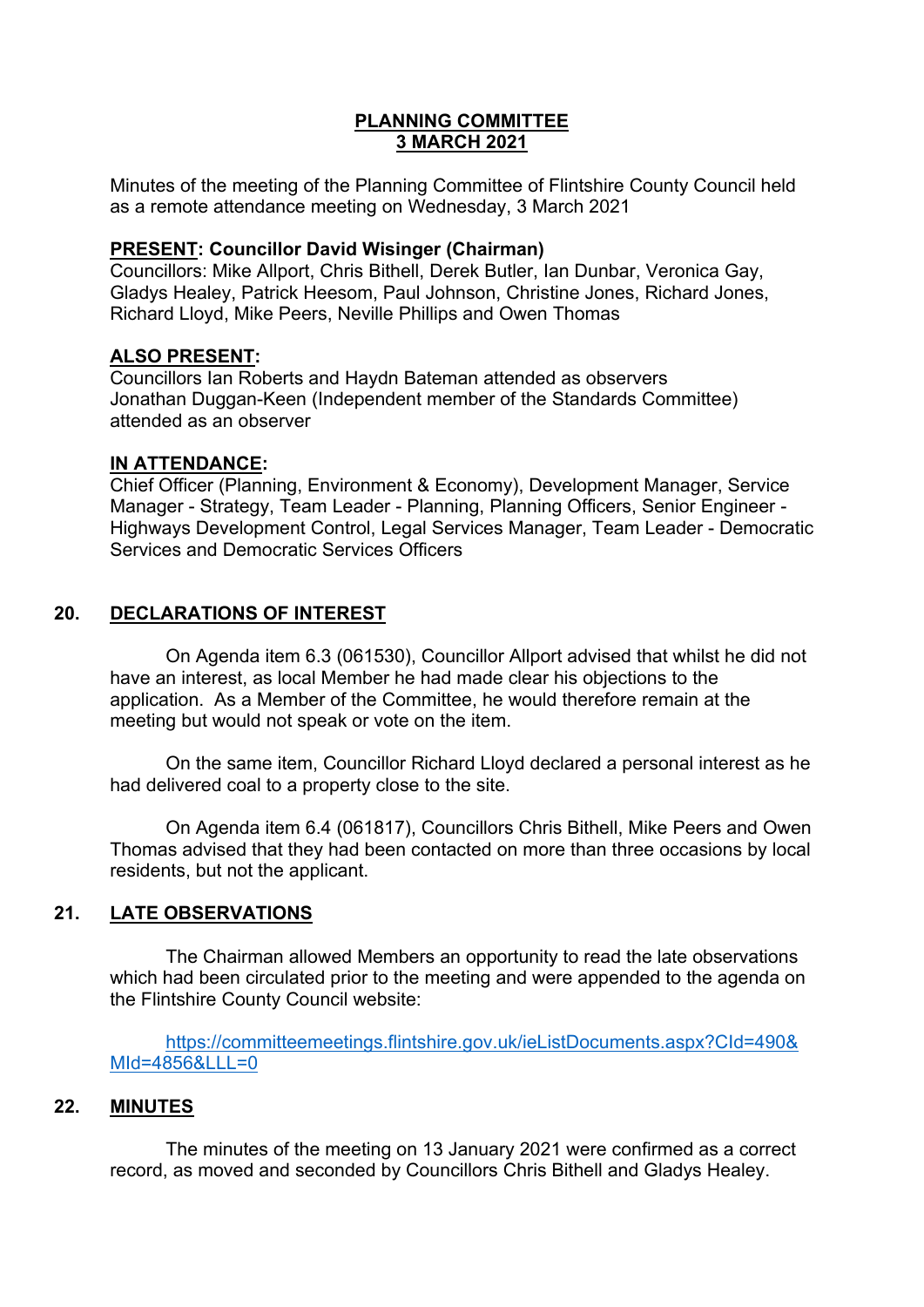# PLANNING COMMITTEE
## 3 MARCH 2021

Minutes of the meeting of the Planning Committee of Flintshire County Council held as a remote attendance meeting on Wednesday, 3 March 2021

**PRESENT: Councillor David Wisinger (Chairman)**
Councillors: Mike Allport, Chris Bithell, Derek Butler, Ian Dunbar, Veronica Gay, Gladys Healey, Patrick Heesom, Paul Johnson, Christine Jones, Richard Jones, Richard Lloyd, Mike Peers, Neville Phillips and Owen Thomas

**ALSO PRESENT:**
Councillors Ian Roberts and Haydn Bateman attended as observers
Jonathan Duggan-Keen (Independent member of the Standards Committee) attended as an observer

**IN ATTENDANCE:**
Chief Officer (Planning, Environment & Economy), Development Manager, Service Manager - Strategy, Team Leader - Planning, Planning Officers, Senior Engineer - Highways Development Control, Legal Services Manager, Team Leader - Democratic Services and Democratic Services Officers

## 20. DECLARATIONS OF INTEREST

On Agenda item 6.3 (061530), Councillor Allport advised that whilst he did not have an interest, as local Member he had made clear his objections to the application. As a Member of the Committee, he would therefore remain at the meeting but would not speak or vote on the item.

On the same item, Councillor Richard Lloyd declared a personal interest as he had delivered coal to a property close to the site.

On Agenda item 6.4 (061817), Councillors Chris Bithell, Mike Peers and Owen Thomas advised that they had been contacted on more than three occasions by local residents, but not the applicant.

## 21. LATE OBSERVATIONS

The Chairman allowed Members an opportunity to read the late observations which had been circulated prior to the meeting and were appended to the agenda on the Flintshire County Council website:

https://committeemeetings.flintshire.gov.uk/ieListDocuments.aspx?CId=490&MId=4856&LLL=0

## 22. MINUTES

The minutes of the meeting on 13 January 2021 were confirmed as a correct record, as moved and seconded by Councillors Chris Bithell and Gladys Healey.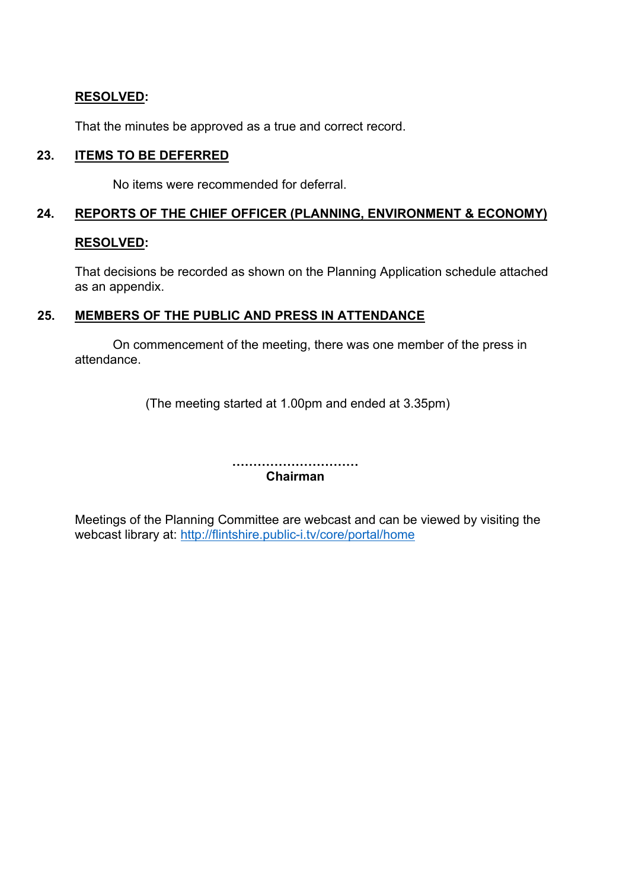**RESOLVED:**

That the minutes be approved as a true and correct record.

**23. ITEMS TO BE DEFERRED**

No items were recommended for deferral.

**24. REPORTS OF THE CHIEF OFFICER (PLANNING, ENVIRONMENT & ECONOMY)**

**RESOLVED:**

That decisions be recorded as shown on the Planning Application schedule attached as an appendix.

**25. MEMBERS OF THE PUBLIC AND PRESS IN ATTENDANCE**

On commencement of the meeting, there was one member of the press in attendance.

(The meeting started at 1.00pm and ended at 3.35pm)

…………………………
**Chairman**

Meetings of the Planning Committee are webcast and can be viewed by visiting the webcast library at: http://flintshire.public-i.tv/core/portal/home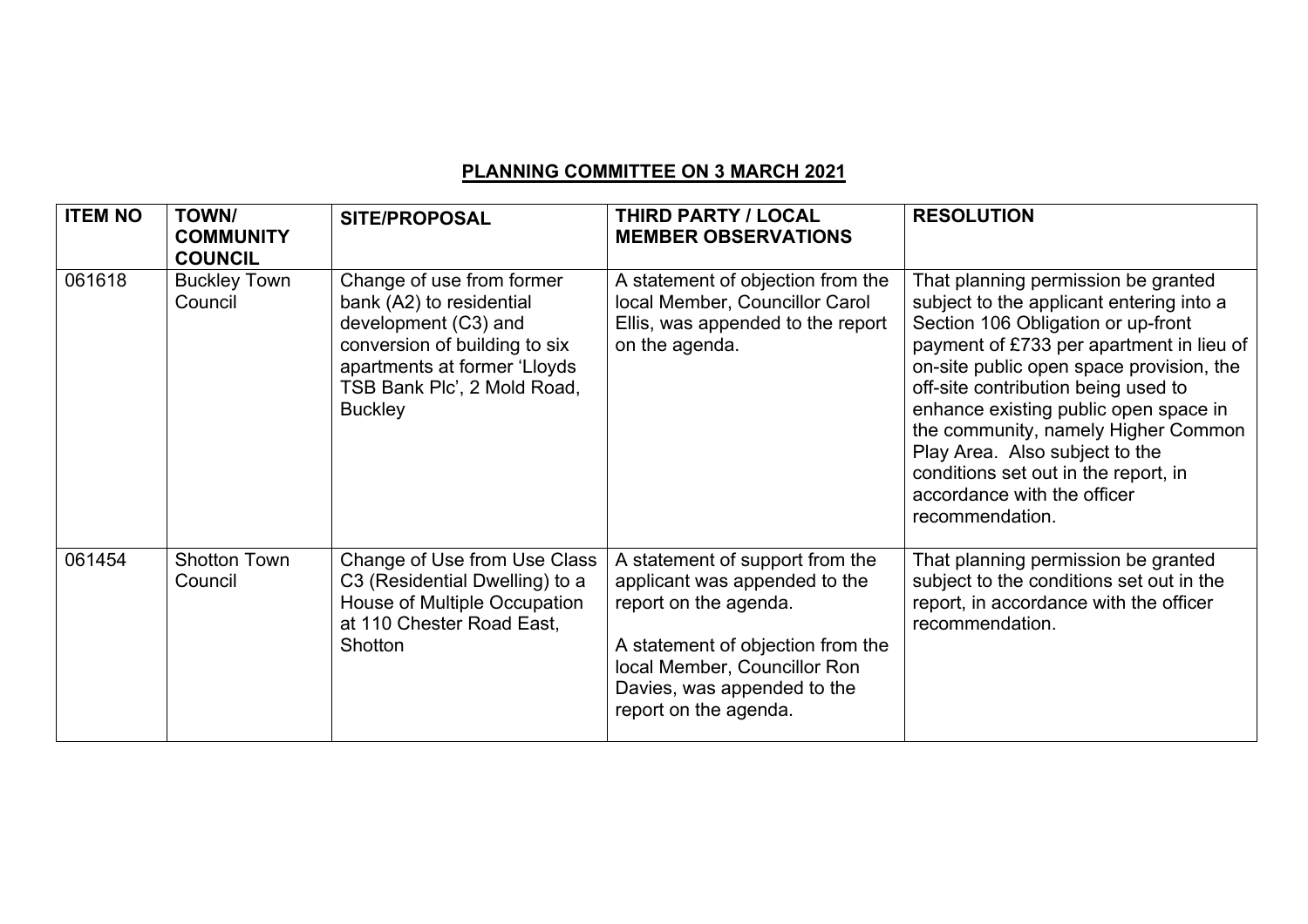**PLANNING COMMITTEE ON 3 MARCH 2021**

| ITEM NO | TOWN/ COMMUNITY COUNCIL | SITE/PROPOSAL | THIRD PARTY / LOCAL MEMBER OBSERVATIONS | RESOLUTION |
|---|---|---|---|---|
| 061618 | Buckley Town Council | Change of use from former bank (A2) to residential development (C3) and conversion of building to six apartments at former 'Lloyds TSB Bank Plc', 2 Mold Road, Buckley | A statement of objection from the local Member, Councillor Carol Ellis, was appended to the report on the agenda. | That planning permission be granted subject to the applicant entering into a Section 106 Obligation or up-front payment of £733 per apartment in lieu of on-site public open space provision, the off-site contribution being used to enhance existing public open space in the community, namely Higher Common Play Area. Also subject to the conditions set out in the report, in accordance with the officer recommendation. |
| 061454 | Shotton Town Council | Change of Use from Use Class C3 (Residential Dwelling) to a House of Multiple Occupation at 110 Chester Road East, Shotton | A statement of support from the applicant was appended to the report on the agenda.<br><br>A statement of objection from the local Member, Councillor Ron Davies, was appended to the report on the agenda. | That planning permission be granted subject to the conditions set out in the report, in accordance with the officer recommendation. |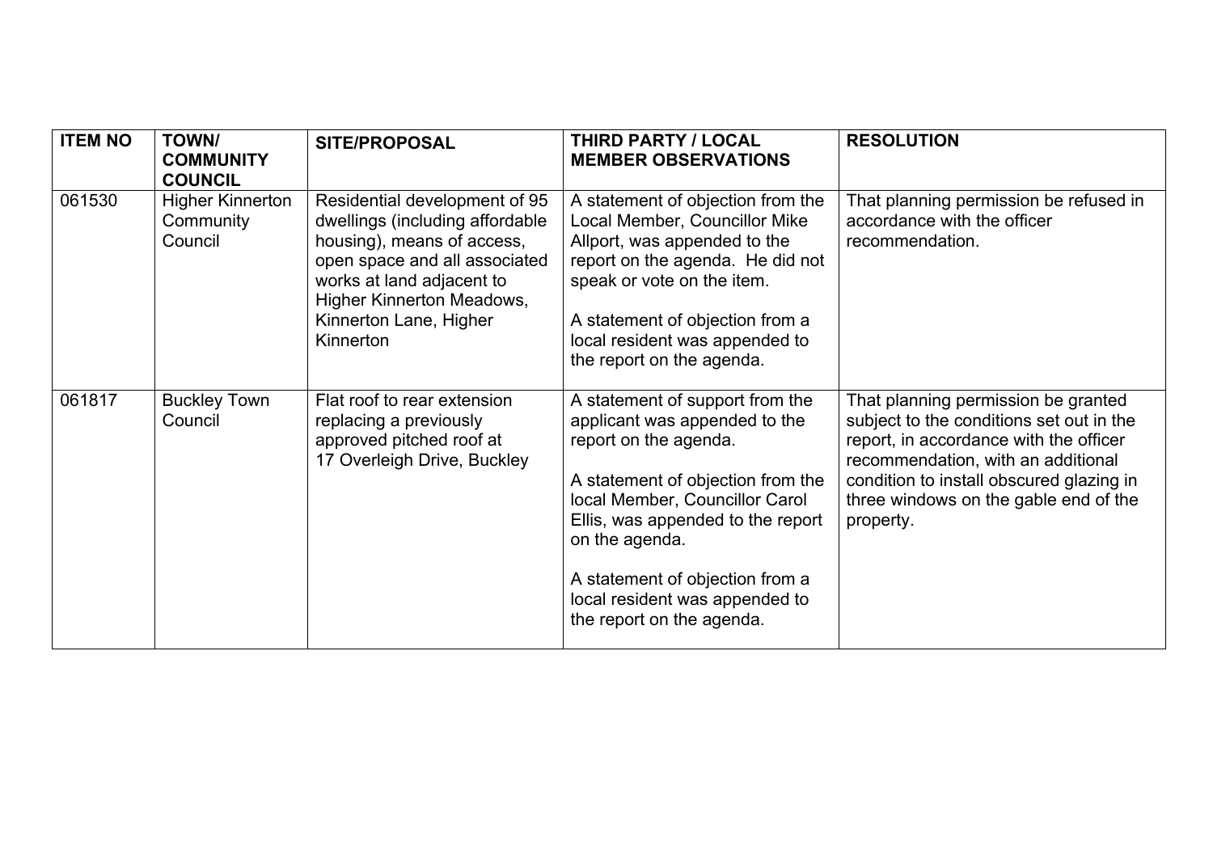| ITEM NO | TOWN/ COMMUNITY COUNCIL | SITE/PROPOSAL | THIRD PARTY / LOCAL MEMBER OBSERVATIONS | RESOLUTION |
|---|---|---|---|---|
| 061530 | Higher Kinnerton Community Council | Residential development of 95 dwellings (including affordable housing), means of access, open space and all associated works at land adjacent to Higher Kinnerton Meadows, Kinnerton Lane, Higher Kinnerton | A statement of objection from the Local Member, Councillor Mike Allport, was appended to the report on the agenda. He did not speak or vote on the item.<br><br>A statement of objection from a local resident was appended to the report on the agenda. | That planning permission be refused in accordance with the officer recommendation. |
| 061817 | Buckley Town Council | Flat roof to rear extension replacing a previously approved pitched roof at 17 Overleigh Drive, Buckley | A statement of support from the applicant was appended to the report on the agenda.<br><br>A statement of objection from the local Member, Councillor Carol Ellis, was appended to the report on the agenda.<br><br>A statement of objection from a local resident was appended to the report on the agenda. | That planning permission be granted subject to the conditions set out in the report, in accordance with the officer recommendation, with an additional condition to install obscured glazing in three windows on the gable end of the property. |